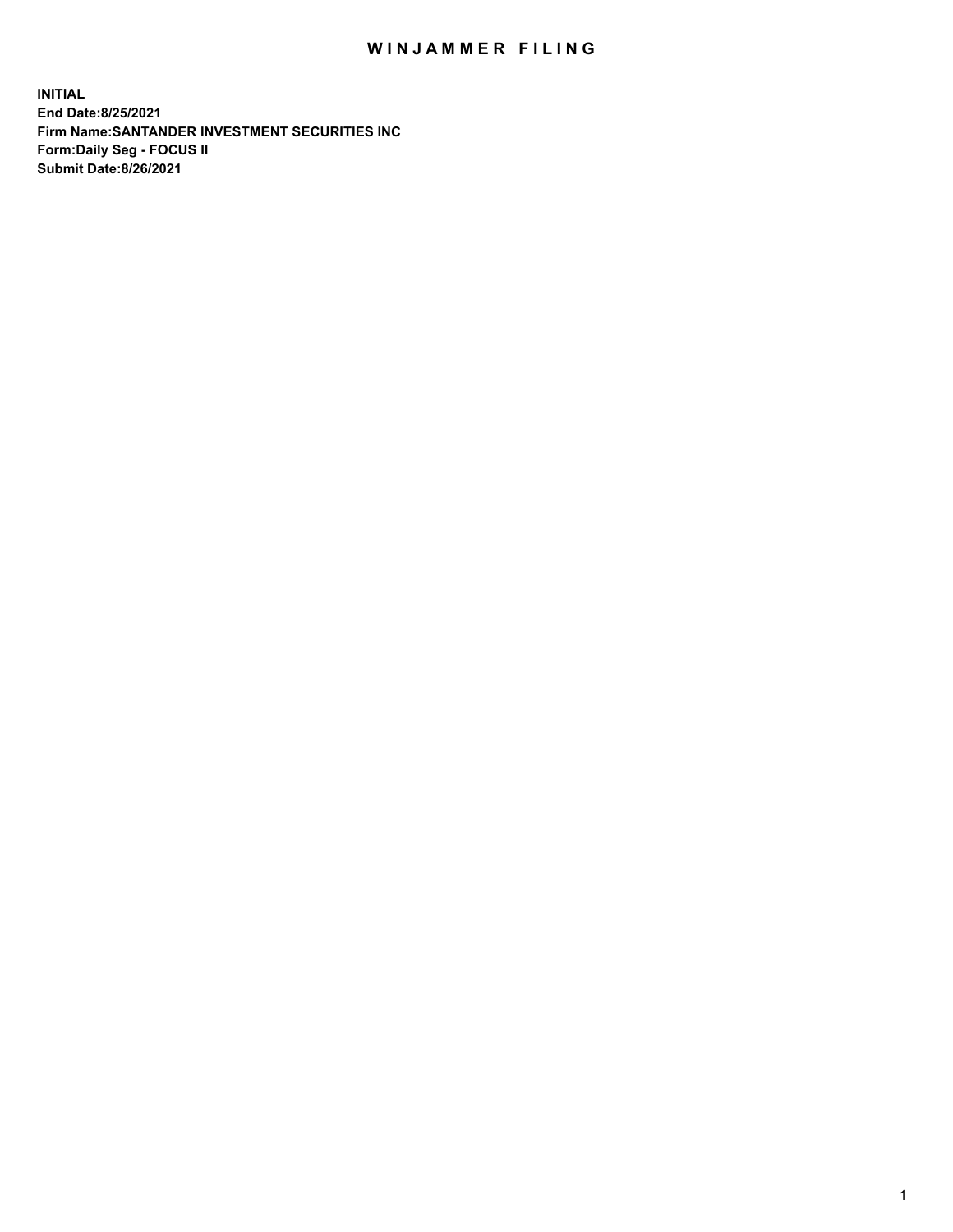# WINJAMMER FILING

**INITIAL**
**End Date:8/25/2021**
**Firm Name:SANTANDER INVESTMENT SECURITIES INC**
**Form:Daily Seg - FOCUS II**
**Submit Date:8/26/2021**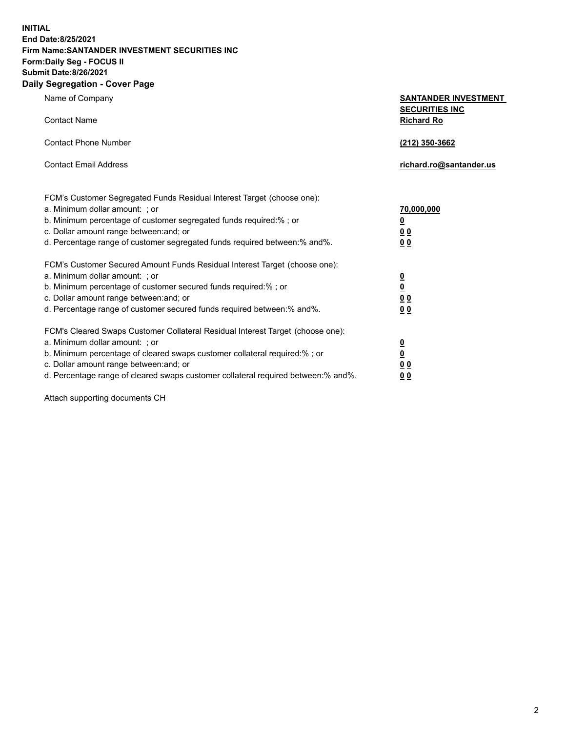**INITIAL**
**End Date:8/25/2021**
**Firm Name:SANTANDER INVESTMENT SECURITIES INC**
**Form:Daily Seg - FOCUS II**
**Submit Date:8/26/2021**

## Daily Segregation - Cover Page

| | |
|---|---|
| Name of Company | **SANTANDER INVESTMENT SECURITIES INC** |
| Contact Name | **Richard Ro** |
| Contact Phone Number | **(212) 350-3662** |
| Contact Email Address | **richard.ro@santander.us** |

FCM's Customer Segregated Funds Residual Interest Target (choose one):

| | |
|---|---|
| a. Minimum dollar amount: ; or | **70,000,000** |
| b. Minimum percentage of customer segregated funds required:% ; or | **0** |
| c. Dollar amount range between:and; or | **0 0** |
| d. Percentage range of customer segregated funds required between:% and%. | **0 0** |

FCM's Customer Secured Amount Funds Residual Interest Target (choose one):

| | |
|---|---|
| a. Minimum dollar amount: ; or | **0** |
| b. Minimum percentage of customer secured funds required:% ; or | **0** |
| c. Dollar amount range between:and; or | **0 0** |
| d. Percentage range of customer secured funds required between:% and%. | **0 0** |

FCM's Cleared Swaps Customer Collateral Residual Interest Target (choose one):

| | |
|---|---|
| a. Minimum dollar amount: ; or | **0** |
| b. Minimum percentage of cleared swaps customer collateral required:% ; or | **0** |
| c. Dollar amount range between:and; or | **0 0** |
| d. Percentage range of cleared swaps customer collateral required between:% and%. | **0 0** |

Attach supporting documents CH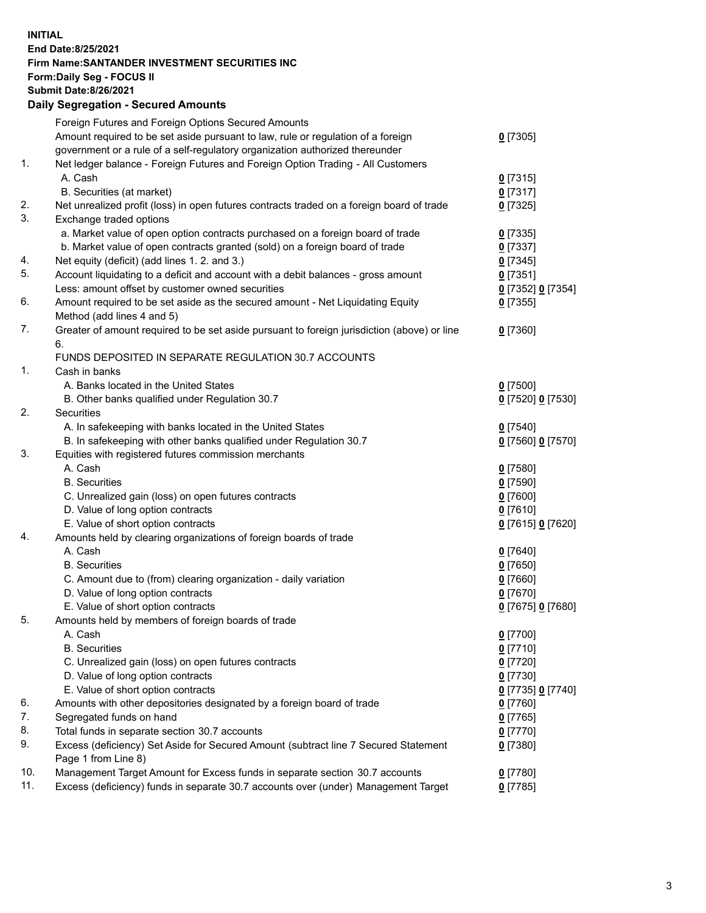**INITIAL**
**End Date:8/25/2021**
**Firm Name:SANTANDER INVESTMENT SECURITIES INC**
**Form:Daily Seg - FOCUS II**
**Submit Date:8/26/2021**

**Daily Segregation - Secured Amounts**

| | | |
|---|---|---|
| | Foreign Futures and Foreign Options Secured Amounts | |
| | Amount required to be set aside pursuant to law, rule or regulation of a foreign government or a rule of a self-regulatory organization authorized thereunder | 0 [7305] |
| 1. | Net ledger balance - Foreign Futures and Foreign Option Trading - All Customers | |
| | A. Cash | 0 [7315] |
| | B. Securities (at market) | 0 [7317] |
| 2. | Net unrealized profit (loss) in open futures contracts traded on a foreign board of trade | 0 [7325] |
| 3. | Exchange traded options | |
| | a. Market value of open option contracts purchased on a foreign board of trade | 0 [7335] |
| | b. Market value of open contracts granted (sold) on a foreign board of trade | 0 [7337] |
| 4. | Net equity (deficit) (add lines 1. 2. and 3.) | 0 [7345] |
| 5. | Account liquidating to a deficit and account with a debit balances - gross amount | 0 [7351] |
| | Less: amount offset by customer owned securities | 0 [7352] 0 [7354] |
| 6. | Amount required to be set aside as the secured amount - Net Liquidating Equity Method (add lines 4 and 5) | 0 [7355] |
| 7. | Greater of amount required to be set aside pursuant to foreign jurisdiction (above) or line 6. | 0 [7360] |
| | FUNDS DEPOSITED IN SEPARATE REGULATION 30.7 ACCOUNTS | |
| 1. | Cash in banks | |
| | A. Banks located in the United States | 0 [7500] |
| | B. Other banks qualified under Regulation 30.7 | 0 [7520] 0 [7530] |
| 2. | Securities | |
| | A. In safekeeping with banks located in the United States | 0 [7540] |
| | B. In safekeeping with other banks qualified under Regulation 30.7 | 0 [7560] 0 [7570] |
| 3. | Equities with registered futures commission merchants | |
| | A. Cash | 0 [7580] |
| | B. Securities | 0 [7590] |
| | C. Unrealized gain (loss) on open futures contracts | 0 [7600] |
| | D. Value of long option contracts | 0 [7610] |
| | E. Value of short option contracts | 0 [7615] 0 [7620] |
| 4. | Amounts held by clearing organizations of foreign boards of trade | |
| | A. Cash | 0 [7640] |
| | B. Securities | 0 [7650] |
| | C. Amount due to (from) clearing organization - daily variation | 0 [7660] |
| | D. Value of long option contracts | 0 [7670] |
| | E. Value of short option contracts | 0 [7675] 0 [7680] |
| 5. | Amounts held by members of foreign boards of trade | |
| | A. Cash | 0 [7700] |
| | B. Securities | 0 [7710] |
| | C. Unrealized gain (loss) on open futures contracts | 0 [7720] |
| | D. Value of long option contracts | 0 [7730] |
| | E. Value of short option contracts | 0 [7735] 0 [7740] |
| 6. | Amounts with other depositories designated by a foreign board of trade | 0 [7760] |
| 7. | Segregated funds on hand | 0 [7765] |
| 8. | Total funds in separate section 30.7 accounts | 0 [7770] |
| 9. | Excess (deficiency) Set Aside for Secured Amount (subtract line 7 Secured Statement Page 1 from Line 8) | 0 [7380] |
| 10. | Management Target Amount for Excess funds in separate section 30.7 accounts | 0 [7780] |
| 11. | Excess (deficiency) funds in separate 30.7 accounts over (under) Management Target | 0 [7785] |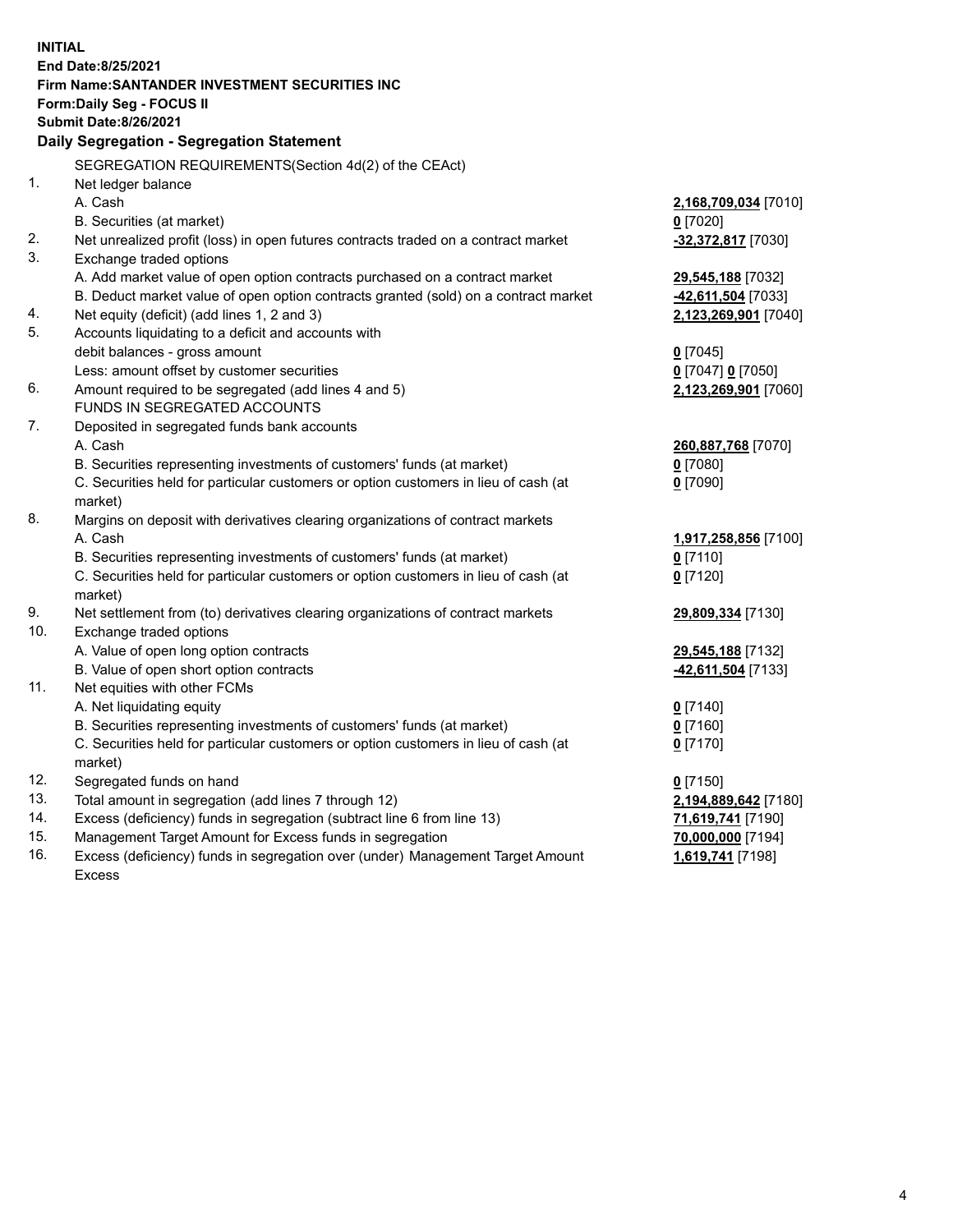**INITIAL**
**End Date:8/25/2021**
**Firm Name:SANTANDER INVESTMENT SECURITIES INC**
**Form:Daily Seg - FOCUS II**
**Submit Date:8/26/2021**

## Daily Segregation - Segregation Statement

SEGREGATION REQUIREMENTS(Section 4d(2) of the CEAct)

| | | |
|---|---|---|
| 1. | Net ledger balance | |
| | A. Cash | **2,168,709,034** [7010] |
| | B. Securities (at market) | **0** [7020] |
| 2. | Net unrealized profit (loss) in open futures contracts traded on a contract market | **-32,372,817** [7030] |
| 3. | Exchange traded options | |
| | A. Add market value of open option contracts purchased on a contract market | **29,545,188** [7032] |
| | B. Deduct market value of open option contracts granted (sold) on a contract market | **-42,611,504** [7033] |
| 4. | Net equity (deficit) (add lines 1, 2 and 3) | **2,123,269,901** [7040] |
| 5. | Accounts liquidating to a deficit and accounts with debit balances - gross amount | **0** [7045] |
| | Less: amount offset by customer securities | **0** [7047] **0** [7050] |
| 6. | Amount required to be segregated (add lines 4 and 5) | **2,123,269,901** [7060] |
| | FUNDS IN SEGREGATED ACCOUNTS | |
| 7. | Deposited in segregated funds bank accounts | |
| | A. Cash | **260,887,768** [7070] |
| | B. Securities representing investments of customers' funds (at market) | **0** [7080] |
| | C. Securities held for particular customers or option customers in lieu of cash (at market) | **0** [7090] |
| 8. | Margins on deposit with derivatives clearing organizations of contract markets | |
| | A. Cash | **1,917,258,856** [7100] |
| | B. Securities representing investments of customers' funds (at market) | **0** [7110] |
| | C. Securities held for particular customers or option customers in lieu of cash (at market) | **0** [7120] |
| 9. | Net settlement from (to) derivatives clearing organizations of contract markets | **29,809,334** [7130] |
| 10. | Exchange traded options | |
| | A. Value of open long option contracts | **29,545,188** [7132] |
| | B. Value of open short option contracts | **-42,611,504** [7133] |
| 11. | Net equities with other FCMs | |
| | A. Net liquidating equity | **0** [7140] |
| | B. Securities representing investments of customers' funds (at market) | **0** [7160] |
| | C. Securities held for particular customers or option customers in lieu of cash (at market) | **0** [7170] |
| 12. | Segregated funds on hand | **0** [7150] |
| 13. | Total amount in segregation (add lines 7 through 12) | **2,194,889,642** [7180] |
| 14. | Excess (deficiency) funds in segregation (subtract line 6 from line 13) | **71,619,741** [7190] |
| 15. | Management Target Amount for Excess funds in segregation | **70,000,000** [7194] |
| 16. | Excess (deficiency) funds in segregation over (under) Management Target Amount Excess | **1,619,741** [7198] |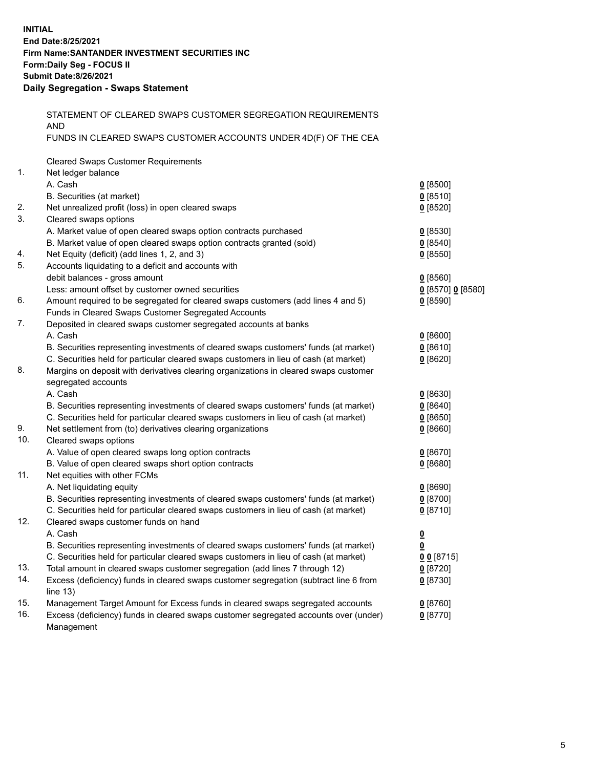**INITIAL**
**End Date:8/25/2021**
**Firm Name:SANTANDER INVESTMENT SECURITIES INC**
**Form:Daily Seg - FOCUS II**
**Submit Date:8/26/2021**
**Daily Segregation - Swaps Statement**

STATEMENT OF CLEARED SWAPS CUSTOMER SEGREGATION REQUIREMENTS AND
FUNDS IN CLEARED SWAPS CUSTOMER ACCOUNTS UNDER 4D(F) OF THE CEA

| | | |
|---|---|---|
| | Cleared Swaps Customer Requirements | |
| 1. | Net ledger balance | |
| | A. Cash | 0 [8500] |
| | B. Securities (at market) | 0 [8510] |
| 2. | Net unrealized profit (loss) in open cleared swaps | 0 [8520] |
| 3. | Cleared swaps options | |
| | A. Market value of open cleared swaps option contracts purchased | 0 [8530] |
| | B. Market value of open cleared swaps option contracts granted (sold) | 0 [8540] |
| 4. | Net Equity (deficit) (add lines 1, 2, and 3) | 0 [8550] |
| 5. | Accounts liquidating to a deficit and accounts with debit balances - gross amount | 0 [8560] |
| | Less: amount offset by customer owned securities | 0 [8570] 0 [8580] |
| 6. | Amount required to be segregated for cleared swaps customers (add lines 4 and 5) | 0 [8590] |
| | Funds in Cleared Swaps Customer Segregated Accounts | |
| 7. | Deposited in cleared swaps customer segregated accounts at banks | |
| | A. Cash | 0 [8600] |
| | B. Securities representing investments of cleared swaps customers' funds (at market) | 0 [8610] |
| | C. Securities held for particular cleared swaps customers in lieu of cash (at market) | 0 [8620] |
| 8. | Margins on deposit with derivatives clearing organizations in cleared swaps customer segregated accounts | |
| | A. Cash | 0 [8630] |
| | B. Securities representing investments of cleared swaps customers' funds (at market) | 0 [8640] |
| | C. Securities held for particular cleared swaps customers in lieu of cash (at market) | 0 [8650] |
| 9. | Net settlement from (to) derivatives clearing organizations | 0 [8660] |
| 10. | Cleared swaps options | |
| | A. Value of open cleared swaps long option contracts | 0 [8670] |
| | B. Value of open cleared swaps short option contracts | 0 [8680] |
| 11. | Net equities with other FCMs | |
| | A. Net liquidating equity | 0 [8690] |
| | B. Securities representing investments of cleared swaps customers' funds (at market) | 0 [8700] |
| | C. Securities held for particular cleared swaps customers in lieu of cash (at market) | 0 [8710] |
| 12. | Cleared swaps customer funds on hand | |
| | A. Cash | 0 |
| | B. Securities representing investments of cleared swaps customers' funds (at market) | 0 |
| | C. Securities held for particular cleared swaps customers in lieu of cash (at market) | 0 0 [8715] |
| 13. | Total amount in cleared swaps customer segregation (add lines 7 through 12) | 0 [8720] |
| 14. | Excess (deficiency) funds in cleared swaps customer segregation (subtract line 6 from line 13) | 0 [8730] |
| 15. | Management Target Amount for Excess funds in cleared swaps segregated accounts | 0 [8760] |
| 16. | Excess (deficiency) funds in cleared swaps customer segregated accounts over (under) Management | 0 [8770] |